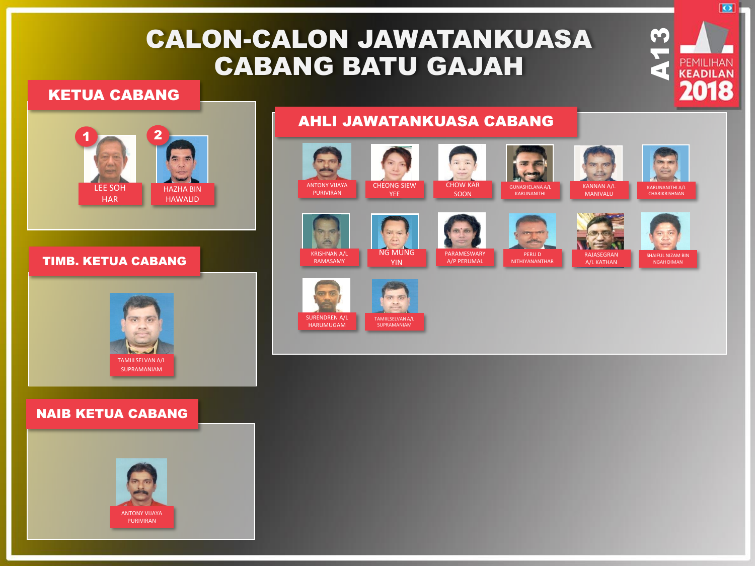# CALON-CALON JAWATANKUASA CABANG BATU GAJAH

A13 — PEMILIHAN KEADILAN 2018

## KETUA CABANG

1. LEE SOH HAR
2. HAZHA BIN HAWALID

## TIMB. KETUA CABANG

TAMIILSELVAN A/L SUPRAMANIAM

## NAIB KETUA CABANG

ANTONY VIJAYA PURIVIRAN

## AHLI JAWATANKUASA CABANG

- ANTONY VIJAYA PURIVIRAN
- CHEONG SIEW YEE
- CHOW KAR SOON
- GUNASHELANA A/L KARUNANITHI
- KANNAN A/L MANIVALU
- KARUNANITHI A/L CHARIKRISHNAN
- KRISHNAN A/L RAMASAMY
- NG MUNG YIN
- PARAMESWARY A/P PERUMAL
- PERU D NITHIYANANTHAR
- RAJASEGRAN A/L KATHAN
- SHAIFUL NIZAM BIN NGAH DIMAN
- SURENDREN A/L HARUMUGAM
- TAMIILSELVAN A/L SUPRAMANIAM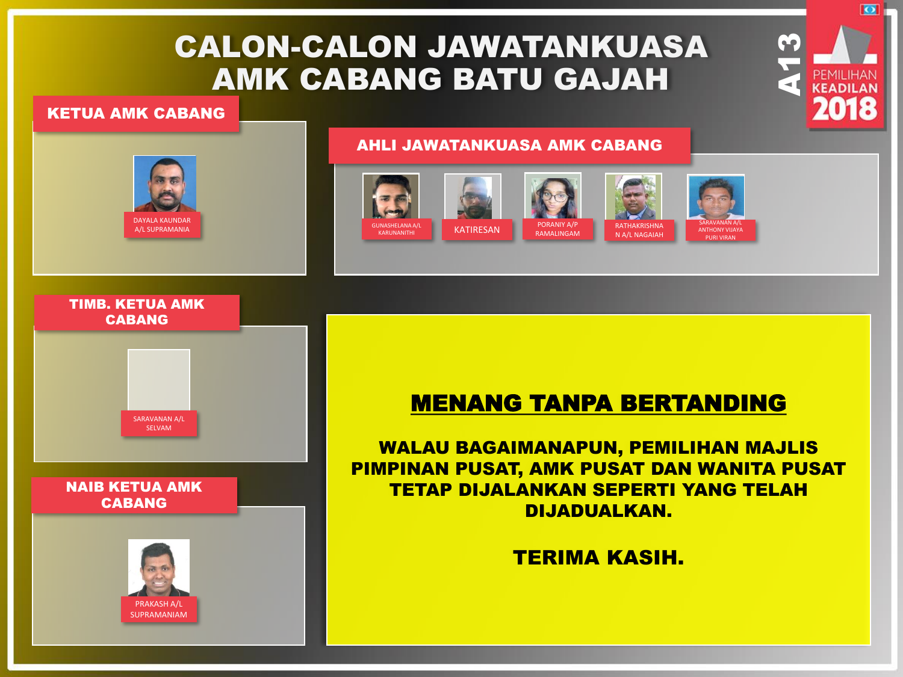# CALON-CALON JAWATANKUASA AMK CABANG BATU GAJAH

A13

PEMILIHAN KEADILAN 2018

## KETUA AMK CABANG

DAYALA KAUNDAR A/L SUPRAMANIA

## AHLI JAWATANKUASA AMK CABANG

- GUNASHELANA A/L KARUNANITHI
- KATIRESAN
- PORANIY A/P RAMALINGAM
- RATHAKRISHNAN A/L NAGAIAH
- SARAVANAN A/L ANTHONY VIJAYA PURI VIRAN

## TIMB. KETUA AMK CABANG

SARAVANAN A/L SELVAM

## NAIB KETUA AMK CABANG

PRAKASH A/L SUPRAMANIAM

## MENANG TANPA BERTANDING

**WALAU BAGAIMANAPUN, PEMILIHAN MAJLIS PIMPINAN PUSAT, AMK PUSAT DAN WANITA PUSAT TETAP DIJALANKAN SEPERTI YANG TELAH DIJADUALKAN.**

**TERIMA KASIH.**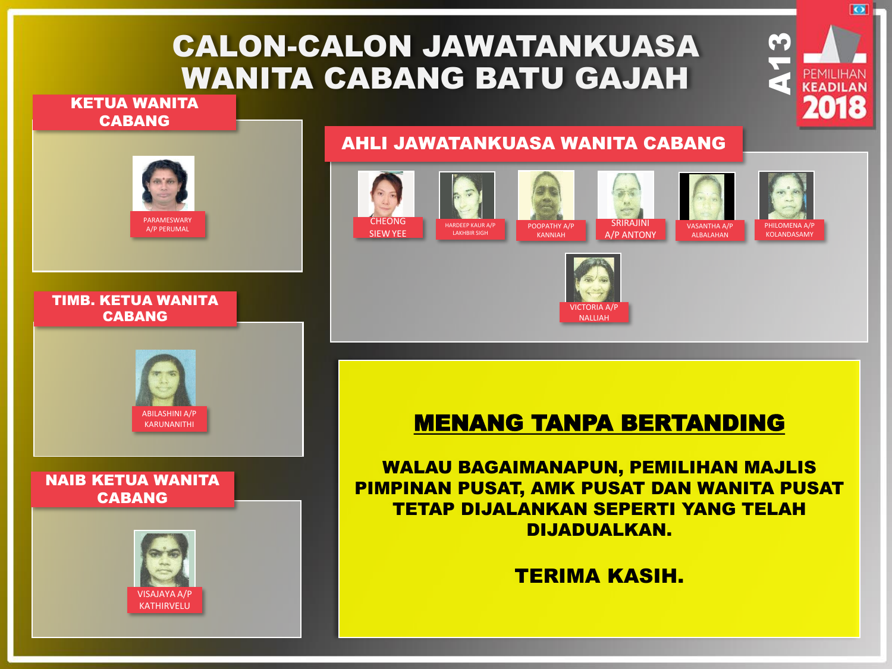# CALON-CALON JAWATANKUASA WANITA CABANG BATU GAJAH

A13

PEMILIHAN KEADILAN 2018

## KETUA WANITA CABANG

PARAMESWARY A/P PERUMAL

## TIMB. KETUA WANITA CABANG

ABILASHINI A/P KARUNANITHI

## NAIB KETUA WANITA CABANG

VISAJAYA A/P KATHIRVELU

## AHLI JAWATANKUASA WANITA CABANG

- CHEONG SIEW YEE
- HARDEEP KAUR A/P LAKHBIR SIGH
- POOPATHY A/P KANNIAH
- SRIRAJINI A/P ANTONY
- VASANTHA A/P ALBALAHAN
- PHILOMENA A/P KOLANDASAMY
- VICTORIA A/P NALLIAH

**MENANG TANPA BERTANDING**

**WALAU BAGAIMANAPUN, PEMILIHAN MAJLIS PIMPINAN PUSAT, AMK PUSAT DAN WANITA PUSAT TETAP DIJALANKAN SEPERTI YANG TELAH DIJADUALKAN.**

**TERIMA KASIH.**